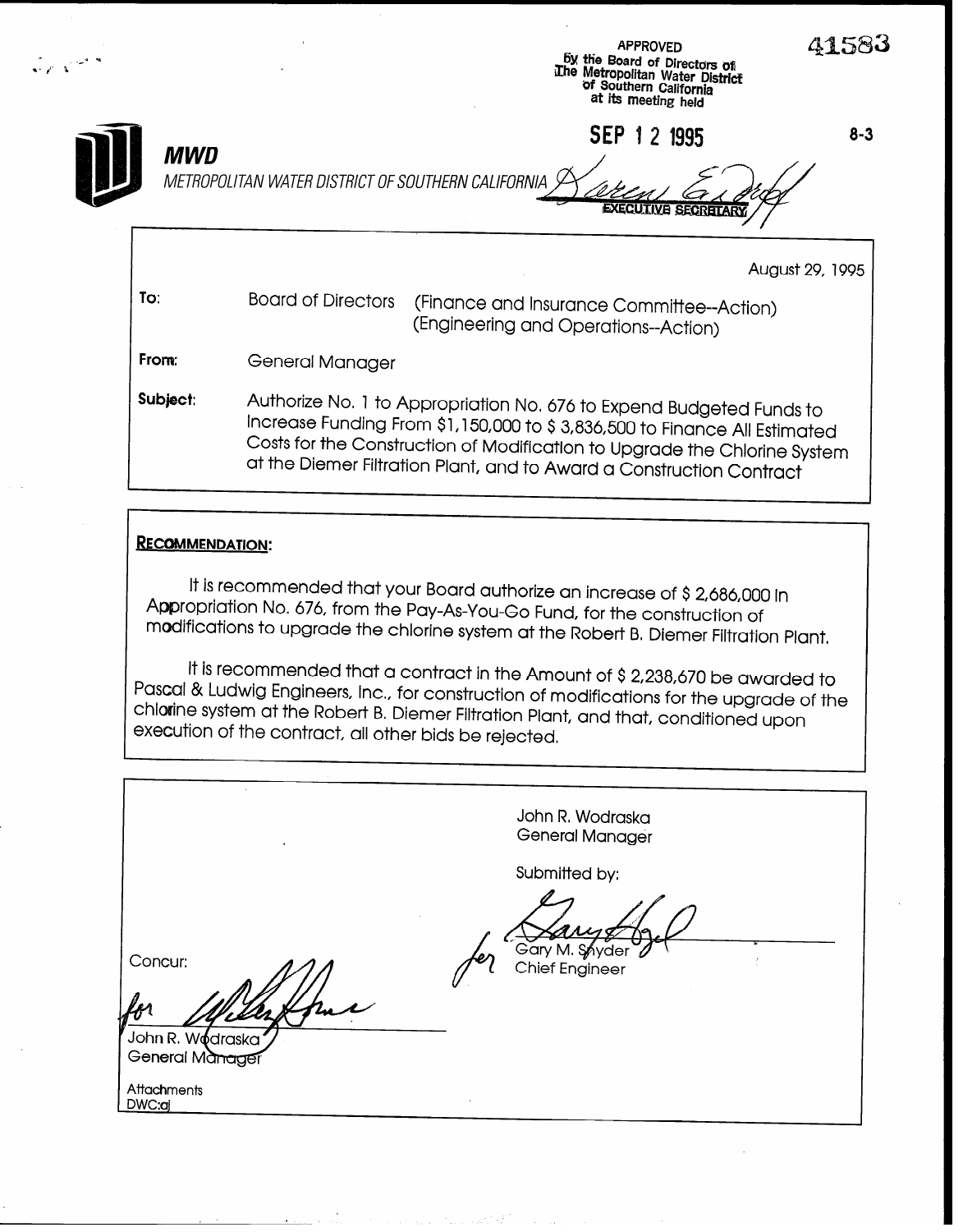APPROVED
by the Board of Directors of
The Metropolitan Water District
of Southern California
at its meeting held

41583

SEP 12 1995

8-3

EXECUTIVE SECRETARY

**MWD**

*METROPOLITAN WATER DISTRICT OF SOUTHERN CALIFORNIA*

August 29, 1995

**To:** Board of Directors (Finance and Insurance Committee--Action) (Engineering and Operations--Action)

**From:** General Manager

**Subject:** Authorize No. 1 to Appropriation No. 676 to Expend Budgeted Funds to Increase Funding From $1,150,000 to $ 3,836,500 to Finance All Estimated Costs for the Construction of Modification to Upgrade the Chlorine System at the Diemer Filtration Plant, and to Award a Construction Contract

**RECOMMENDATION:**

It is recommended that your Board authorize an increase of $ 2,686,000 in Appropriation No. 676, from the Pay-As-You-Go Fund, for the construction of modifications to upgrade the chlorine system at the Robert B. Diemer Filtration Plant.

It is recommended that a contract in the Amount of $ 2,238,670 be awarded to Pascal & Ludwig Engineers, Inc., for construction of modifications for the upgrade of the chlorine system at the Robert B. Diemer Filtration Plant, and that, conditioned upon execution of the contract, all other bids be rejected.

John R. Wodraska
General Manager

Submitted by:

for Gary M. Snyder
Chief Engineer

Concur:

for John R. Wodraska
General Manager

Attachments
DWC:aj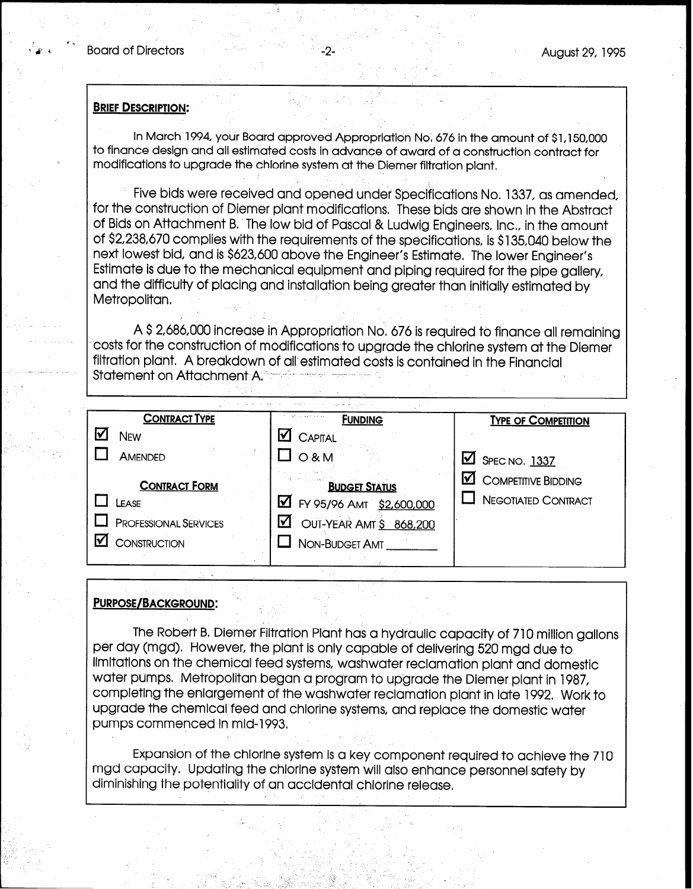**BRIEF DESCRIPTION:**

In March 1994, your Board approved Appropriation No. 676 in the amount of $1,150,000 to finance design and all estimated costs in advance of award of a construction contract for modifications to upgrade the chlorine system at the Diemer filtration plant.

Five bids were received and opened under Specifications No. 1337, as amended, for the construction of Diemer plant modifications. These bids are shown in the Abstract of Bids on Attachment B. The low bid of Pascal & Ludwig Engineers, Inc., in the amount of $2,238,670 complies with the requirements of the specifications, is $135,040 below the next lowest bid, and is $623,600 above the Engineer's Estimate. The lower Engineer's Estimate is due to the mechanical equipment and piping required for the pipe gallery, and the difficulty of placing and installation being greater than initially estimated by Metropolitan.

A $ 2,686,000 increase in Appropriation No. 676 is required to finance all remaining costs for the construction of modifications to upgrade the chlorine system at the Diemer filtration plant. A breakdown of all estimated costs is contained in the Financial Statement on Attachment A.

| **CONTRACT TYPE** | **FUNDING** | **TYPE OF COMPETITION** |
| --- | --- | --- |
| ☑ NEW | ☑ CAPITAL | |
| ☐ AMENDED | ☐ O & M | ☑ SPEC NO. 1337 |
| **CONTRACT FORM** | **BUDGET STATUS** | ☑ COMPETITIVE BIDDING |
| ☐ LEASE | ☑ FY 95/96 AMT $2,600,000 | ☐ NEGOTIATED CONTRACT |
| ☐ PROFESSIONAL SERVICES | ☑ OUT-YEAR AMT $ 868,200 | |
| ☑ CONSTRUCTION | ☐ NON-BUDGET AMT ________ | |

**PURPOSE/BACKGROUND:**

The Robert B. Diemer Filtration Plant has a hydraulic capacity of 710 million gallons per day (mgd). However, the plant is only capable of delivering 520 mgd due to limitations on the chemical feed systems, washwater reclamation plant and domestic water pumps. Metropolitan began a program to upgrade the Diemer plant in 1987, completing the enlargement of the washwater reclamation plant in late 1992. Work to upgrade the chemical feed and chlorine systems, and replace the domestic water pumps commenced in mid-1993.

Expansion of the chlorine system is a key component required to achieve the 710 mgd capacity. Updating the chlorine system will also enhance personnel safety by diminishing the potentiality of an accidental chlorine release.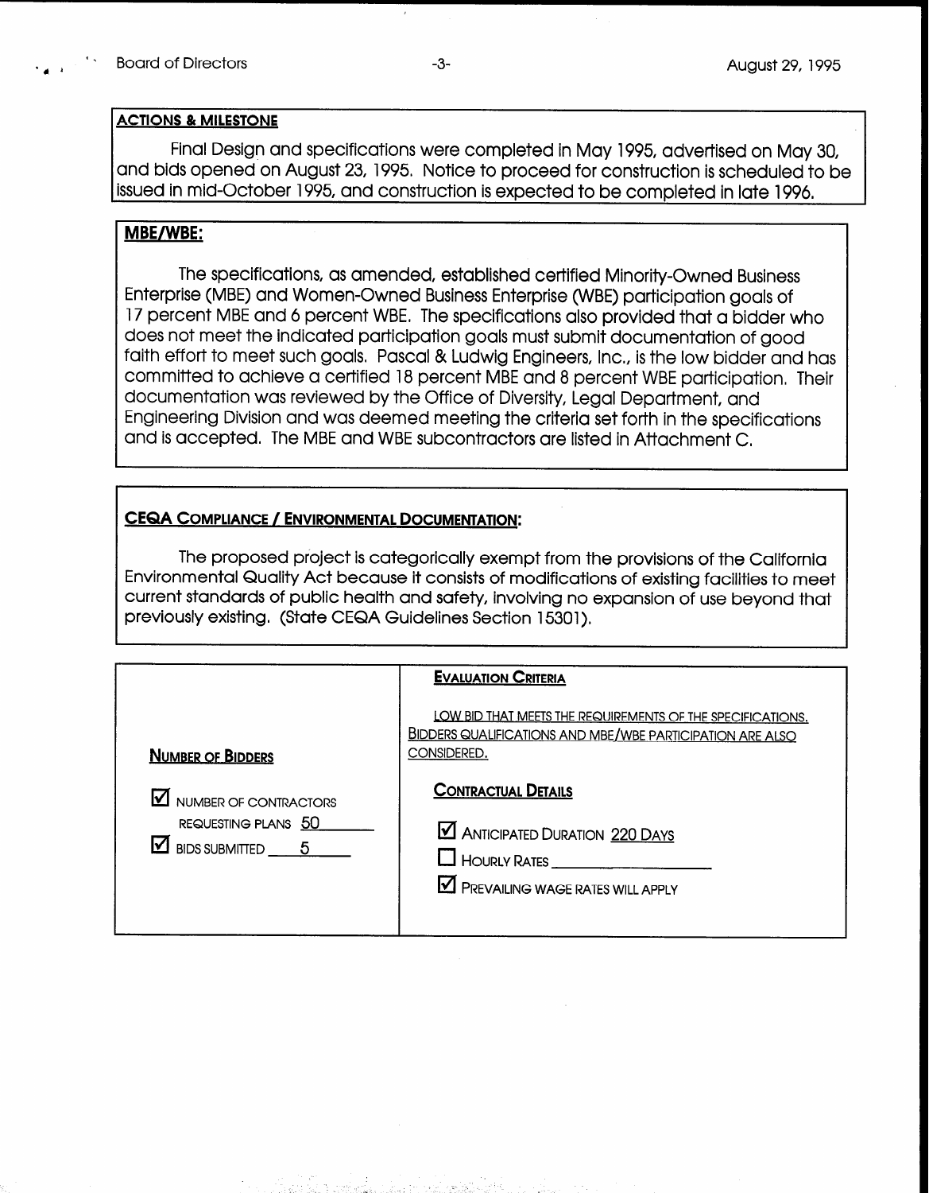## ACTIONS & MILESTONE

Final Design and specifications were completed in May 1995, advertised on May 30, and bids opened on August 23, 1995. Notice to proceed for construction is scheduled to be issued in mid-October 1995, and construction is expected to be completed in late 1996.

## MBE/WBE:

The specifications, as amended, established certified Minority-Owned Business Enterprise (MBE) and Women-Owned Business Enterprise (WBE) participation goals of 17 percent MBE and 6 percent WBE. The specifications also provided that a bidder who does not meet the indicated participation goals must submit documentation of good faith effort to meet such goals. Pascal & Ludwig Engineers, Inc., is the low bidder and has committed to achieve a certified 18 percent MBE and 8 percent WBE participation. Their documentation was reviewed by the Office of Diversity, Legal Department, and Engineering Division and was deemed meeting the criteria set forth in the specifications and is accepted. The MBE and WBE subcontractors are listed in Attachment C.

## CEQA COMPLIANCE / ENVIRONMENTAL DOCUMENTATION:

The proposed project is categorically exempt from the provisions of the California Environmental Quality Act because it consists of modifications of existing facilities to meet current standards of public health and safety, involving no expansion of use beyond that previously existing. (State CEQA Guidelines Section 15301).

| NUMBER OF BIDDERS | EVALUATION CRITERIA |
|---|---|
| ☑ NUMBER OF CONTRACTORS REQUESTING PLANS 50 | LOW BID THAT MEETS THE REQUIREMENTS OF THE SPECIFICATIONS. BIDDERS QUALIFICATIONS AND MBE/WBE PARTICIPATION ARE ALSO CONSIDERED. |
| ☑ BIDS SUBMITTED 5 | **CONTRACTUAL DETAILS** |
| | ☑ ANTICIPATED DURATION 220 DAYS |
| | ☐ HOURLY RATES ______ |
| | ☑ PREVAILING WAGE RATES WILL APPLY |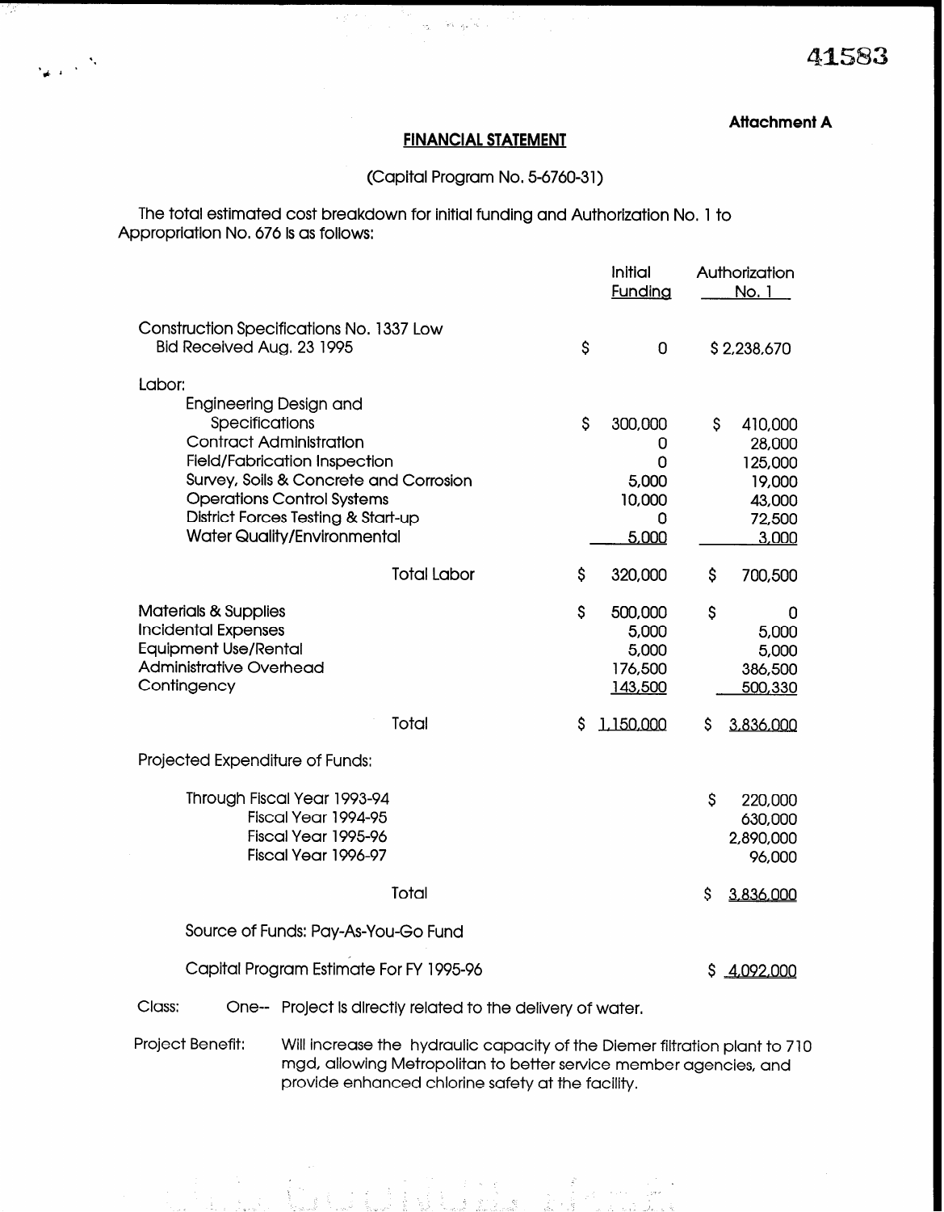41583

**Attachment A**

## FINANCIAL STATEMENT

(Capital Program No. 5-6760-31)

The total estimated cost breakdown for initial funding and Authorization No. 1 to Appropriation No. 676 is as follows:

| | Initial Funding | Authorization No. 1 |
|---|---|---|
| Construction Specifications No. 1337 Low Bid Received Aug. 23 1995 | $ 0 | $ 2,238,670 |
| Labor: | | |
| Engineering Design and Specifications | $ 300,000 | $ 410,000 |
| Contract Administration | 0 | 28,000 |
| Field/Fabrication Inspection | 0 | 125,000 |
| Survey, Soils & Concrete and Corrosion | 5,000 | 19,000 |
| Operations Control Systems | 10,000 | 43,000 |
| District Forces Testing & Start-up | 0 | 72,500 |
| Water Quality/Environmental | 5,000 | 3,000 |
| Total Labor | $ 320,000 | $ 700,500 |
| Materials & Supplies | $ 500,000 | $ 0 |
| Incidental Expenses | 5,000 | 5,000 |
| Equipment Use/Rental | 5,000 | 5,000 |
| Administrative Overhead | 176,500 | 386,500 |
| Contingency | 143,500 | 500,330 |
| Total | $ 1,150,000 | $ 3,836,000 |

Projected Expenditure of Funds:

| | |
|---|---|
| Through Fiscal Year 1993-94 | $ 220,000 |
| Fiscal Year 1994-95 | 630,000 |
| Fiscal Year 1995-96 | 2,890,000 |
| Fiscal Year 1996-97 | 96,000 |
| Total | $ 3,836,000 |

Source of Funds: Pay-As-You-Go Fund

Capital Program Estimate For FY 1995-96 $ 4,092,000

Class: One-- Project is directly related to the delivery of water.

Project Benefit: Will increase the hydraulic capacity of the Diemer filtration plant to 710 mgd, allowing Metropolitan to better service member agencies, and provide enhanced chlorine safety at the facility.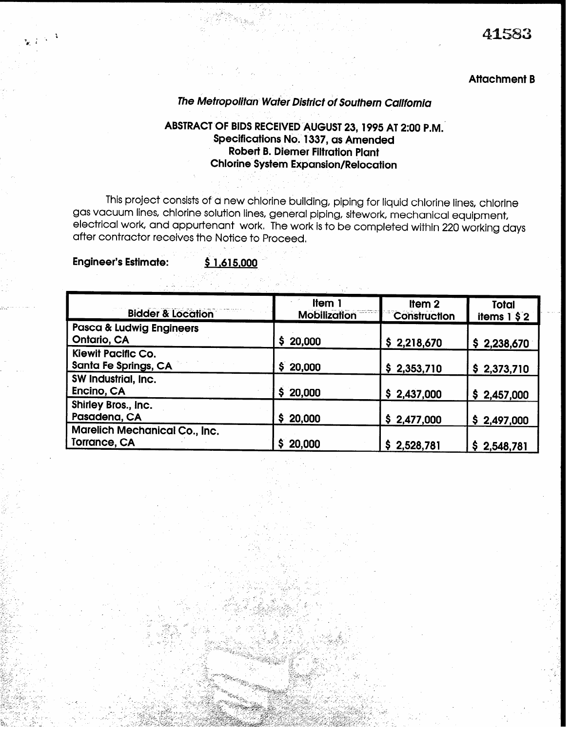41583

Attachment B

*The Metropolitan Water District of Southern California*

**ABSTRACT OF BIDS RECEIVED AUGUST 23, 1995 AT 2:00 P.M.**
**Specifications No. 1337, as Amended**
**Robert B. Diemer Filtration Plant**
**Chlorine System Expansion/Relocation**

This project consists of a new chlorine building, piping for liquid chlorine lines, chlorine gas vacuum lines, chlorine solution lines, general piping, sitework, mechanical equipment, electrical work, and appurtenant work. The work is to be completed within 220 working days after contractor receives the Notice to Proceed.

**Engineer's Estimate:** $1,615,000

| Bidder & Location | Item 1 Mobilization | Item 2 Construction | Total items 1 $ 2 |
|---|---|---|---|
| Pasca & Ludwig Engineers Ontario, CA | $ 20,000 | $ 2,218,670 | $ 2,238,670 |
| Kiewit Pacific Co. Santa Fe Springs, CA | $ 20,000 | $ 2,353,710 | $ 2,373,710 |
| SW Industrial, Inc. Encino, CA | $ 20,000 | $ 2,437,000 | $ 2,457,000 |
| Shirley Bros., Inc. Pasadena, CA | $ 20,000 | $ 2,477,000 | $ 2,497,000 |
| Marelich Mechanical Co., Inc. Torrance, CA | $ 20,000 | $ 2,528,781 | $ 2,548,781 |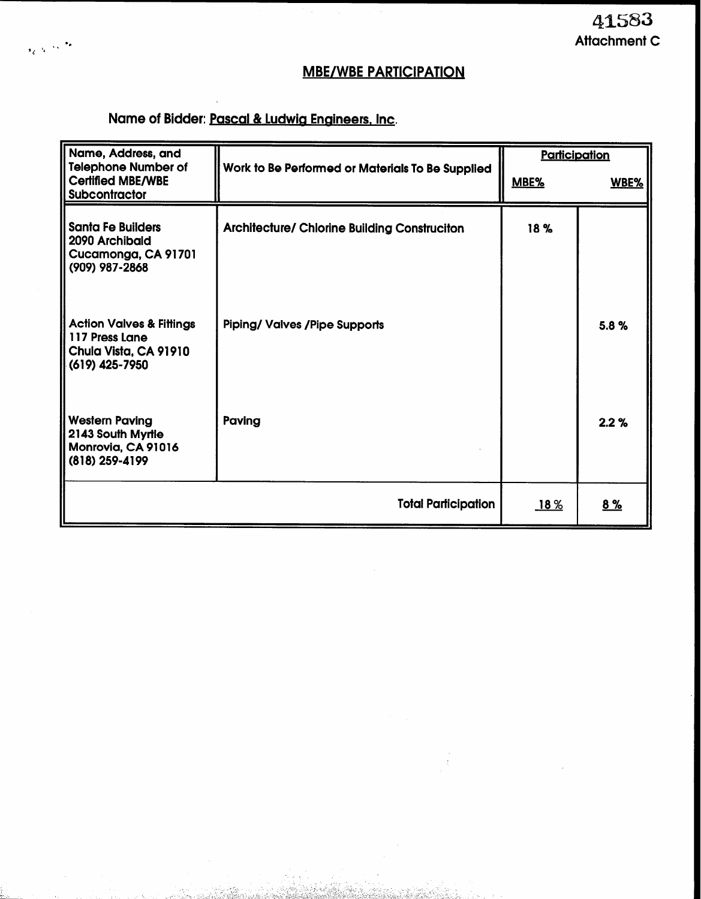41583

Attachment C

# MBE/WBE PARTICIPATION

Name of Bidder: Pascal & Ludwig Engineers, Inc.

| Name, Address, and Telephone Number of Certified MBE/WBE Subcontractor | Work to Be Performed or Materials To Be Supplied | Participation MBE% | WBE% |
|---|---|---|---|
| Santa Fe Builders<br>2090 Archibald<br>Cucamonga, CA 91701<br>(909) 987-2868 | Architecture/ Chlorine Building Construciton | 18 % | |
| Action Valves & Fittings<br>117 Press Lane<br>Chula Vista, CA 91910<br>(619) 425-7950 | Piping/ Valves /Pipe Supports | | 5.8 % |
| Western Paving<br>2143 South Myrtle<br>Monrovia, CA 91016<br>(818) 259-4199 | Paving | | 2.2 % |
| | Total Participation | 18 % | 8 % |